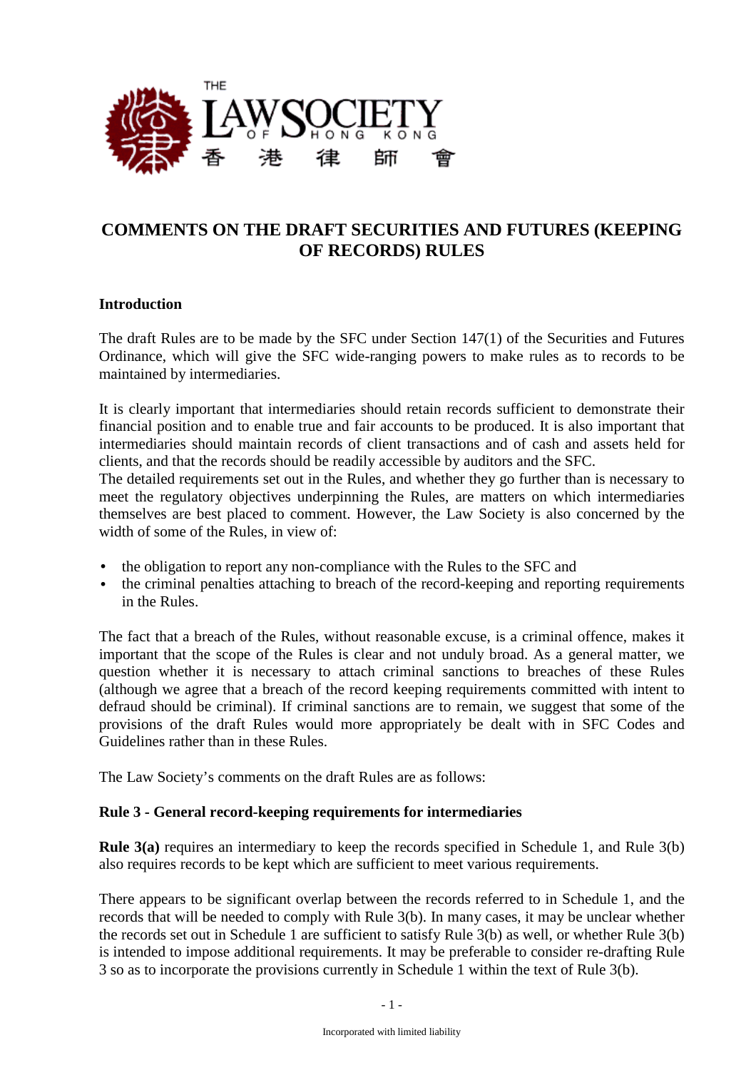THE LAW SOCIETY OF HONG KONG 香 港 律 師 會

# COMMENTS ON THE DRAFT SECURITIES AND FUTURES (KEEPING OF RECORDS) RULES

## Introduction

The draft Rules are to be made by the SFC under Section 147(1) of the Securities and Futures Ordinance, which will give the SFC wide-ranging powers to make rules as to records to be maintained by intermediaries.

It is clearly important that intermediaries should retain records sufficient to demonstrate their financial position and to enable true and fair accounts to be produced. It is also important that intermediaries should maintain records of client transactions and of cash and assets held for clients, and that the records should be readily accessible by auditors and the SFC.
The detailed requirements set out in the Rules, and whether they go further than is necessary to meet the regulatory objectives underpinning the Rules, are matters on which intermediaries themselves are best placed to comment. However, the Law Society is also concerned by the width of some of the Rules, in view of:

- the obligation to report any non-compliance with the Rules to the SFC and
- the criminal penalties attaching to breach of the record-keeping and reporting requirements in the Rules.

The fact that a breach of the Rules, without reasonable excuse, is a criminal offence, makes it important that the scope of the Rules is clear and not unduly broad. As a general matter, we question whether it is necessary to attach criminal sanctions to breaches of these Rules (although we agree that a breach of the record keeping requirements committed with intent to defraud should be criminal). If criminal sanctions are to remain, we suggest that some of the provisions of the draft Rules would more appropriately be dealt with in SFC Codes and Guidelines rather than in these Rules.

The Law Society's comments on the draft Rules are as follows:

### Rule 3 - General record-keeping requirements for intermediaries

**Rule 3(a)** requires an intermediary to keep the records specified in Schedule 1, and Rule 3(b) also requires records to be kept which are sufficient to meet various requirements.

There appears to be significant overlap between the records referred to in Schedule 1, and the records that will be needed to comply with Rule 3(b). In many cases, it may be unclear whether the records set out in Schedule 1 are sufficient to satisfy Rule 3(b) as well, or whether Rule 3(b) is intended to impose additional requirements. It may be preferable to consider re-drafting Rule 3 so as to incorporate the provisions currently in Schedule 1 within the text of Rule 3(b).

Incorporated with limited liability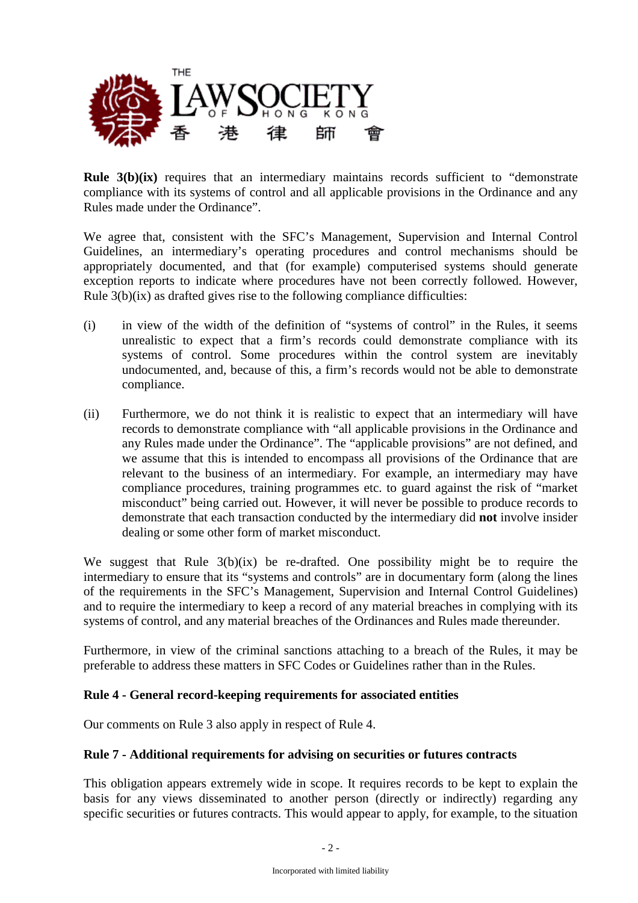**Rule 3(b)(ix)** requires that an intermediary maintains records sufficient to "demonstrate compliance with its systems of control and all applicable provisions in the Ordinance and any Rules made under the Ordinance".

We agree that, consistent with the SFC's Management, Supervision and Internal Control Guidelines, an intermediary's operating procedures and control mechanisms should be appropriately documented, and that (for example) computerised systems should generate exception reports to indicate where procedures have not been correctly followed. However, Rule 3(b)(ix) as drafted gives rise to the following compliance difficulties:

(i) in view of the width of the definition of "systems of control" in the Rules, it seems unrealistic to expect that a firm's records could demonstrate compliance with its systems of control. Some procedures within the control system are inevitably undocumented, and, because of this, a firm's records would not be able to demonstrate compliance.

(ii) Furthermore, we do not think it is realistic to expect that an intermediary will have records to demonstrate compliance with "all applicable provisions in the Ordinance and any Rules made under the Ordinance". The "applicable provisions" are not defined, and we assume that this is intended to encompass all provisions of the Ordinance that are relevant to the business of an intermediary. For example, an intermediary may have compliance procedures, training programmes etc. to guard against the risk of "market misconduct" being carried out. However, it will never be possible to produce records to demonstrate that each transaction conducted by the intermediary did **not** involve insider dealing or some other form of market misconduct.

We suggest that Rule 3(b)(ix) be re-drafted. One possibility might be to require the intermediary to ensure that its "systems and controls" are in documentary form (along the lines of the requirements in the SFC's Management, Supervision and Internal Control Guidelines) and to require the intermediary to keep a record of any material breaches in complying with its systems of control, and any material breaches of the Ordinances and Rules made thereunder.

Furthermore, in view of the criminal sanctions attaching to a breach of the Rules, it may be preferable to address these matters in SFC Codes or Guidelines rather than in the Rules.

**Rule 4 - General record-keeping requirements for associated entities**

Our comments on Rule 3 also apply in respect of Rule 4.

**Rule 7 - Additional requirements for advising on securities or futures contracts**

This obligation appears extremely wide in scope. It requires records to be kept to explain the basis for any views disseminated to another person (directly or indirectly) regarding any specific securities or futures contracts. This would appear to apply, for example, to the situation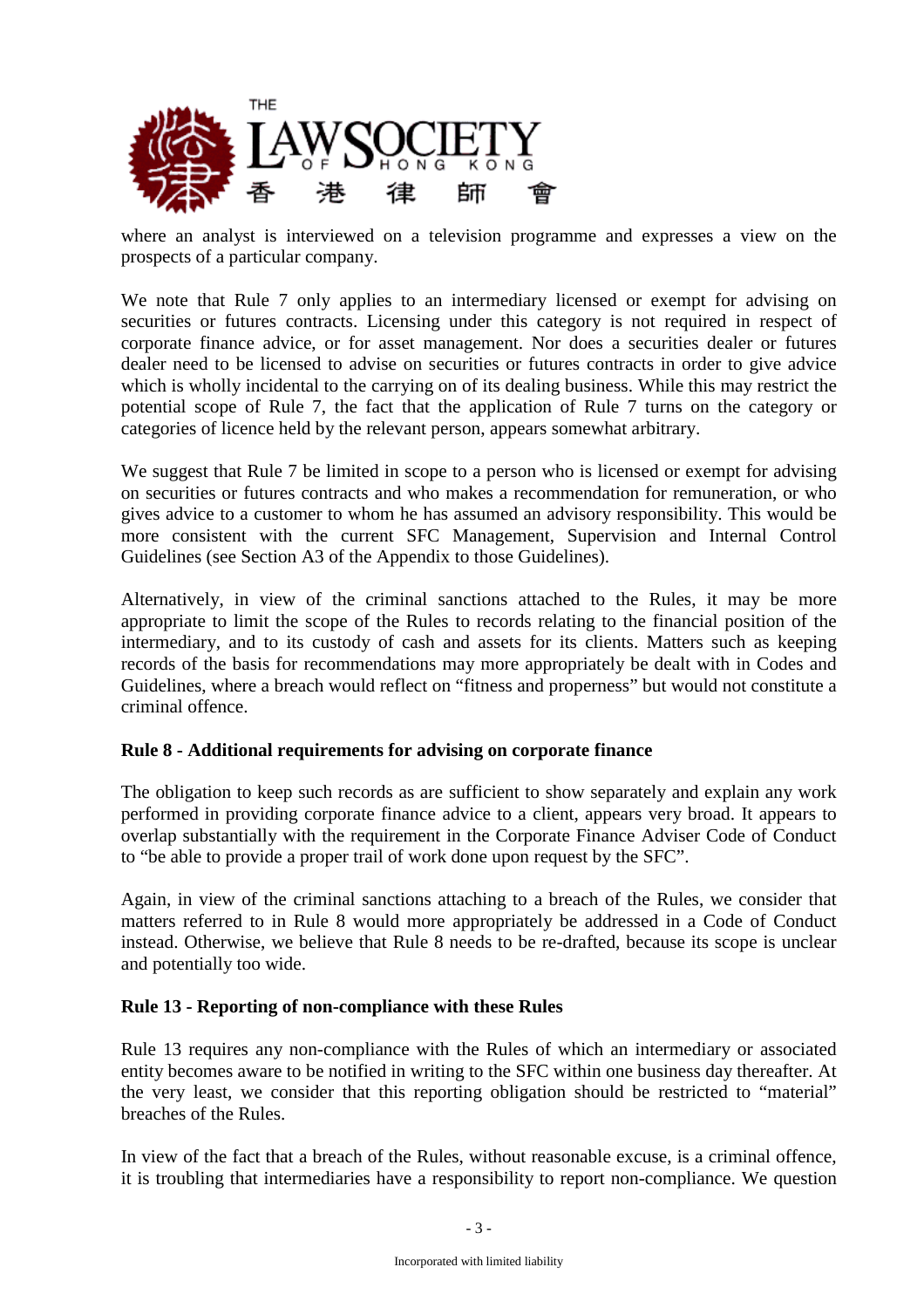where an analyst is interviewed on a television programme and expresses a view on the prospects of a particular company.

We note that Rule 7 only applies to an intermediary licensed or exempt for advising on securities or futures contracts. Licensing under this category is not required in respect of corporate finance advice, or for asset management. Nor does a securities dealer or futures dealer need to be licensed to advise on securities or futures contracts in order to give advice which is wholly incidental to the carrying on of its dealing business. While this may restrict the potential scope of Rule 7, the fact that the application of Rule 7 turns on the category or categories of licence held by the relevant person, appears somewhat arbitrary.

We suggest that Rule 7 be limited in scope to a person who is licensed or exempt for advising on securities or futures contracts and who makes a recommendation for remuneration, or who gives advice to a customer to whom he has assumed an advisory responsibility. This would be more consistent with the current SFC Management, Supervision and Internal Control Guidelines (see Section A3 of the Appendix to those Guidelines).

Alternatively, in view of the criminal sanctions attached to the Rules, it may be more appropriate to limit the scope of the Rules to records relating to the financial position of the intermediary, and to its custody of cash and assets for its clients. Matters such as keeping records of the basis for recommendations may more appropriately be dealt with in Codes and Guidelines, where a breach would reflect on "fitness and properness" but would not constitute a criminal offence.

**Rule 8 - Additional requirements for advising on corporate finance**

The obligation to keep such records as are sufficient to show separately and explain any work performed in providing corporate finance advice to a client, appears very broad. It appears to overlap substantially with the requirement in the Corporate Finance Adviser Code of Conduct to "be able to provide a proper trail of work done upon request by the SFC".

Again, in view of the criminal sanctions attaching to a breach of the Rules, we consider that matters referred to in Rule 8 would more appropriately be addressed in a Code of Conduct instead. Otherwise, we believe that Rule 8 needs to be re-drafted, because its scope is unclear and potentially too wide.

**Rule 13 - Reporting of non-compliance with these Rules**

Rule 13 requires any non-compliance with the Rules of which an intermediary or associated entity becomes aware to be notified in writing to the SFC within one business day thereafter. At the very least, we consider that this reporting obligation should be restricted to "material" breaches of the Rules.

In view of the fact that a breach of the Rules, without reasonable excuse, is a criminal offence, it is troubling that intermediaries have a responsibility to report non-compliance. We question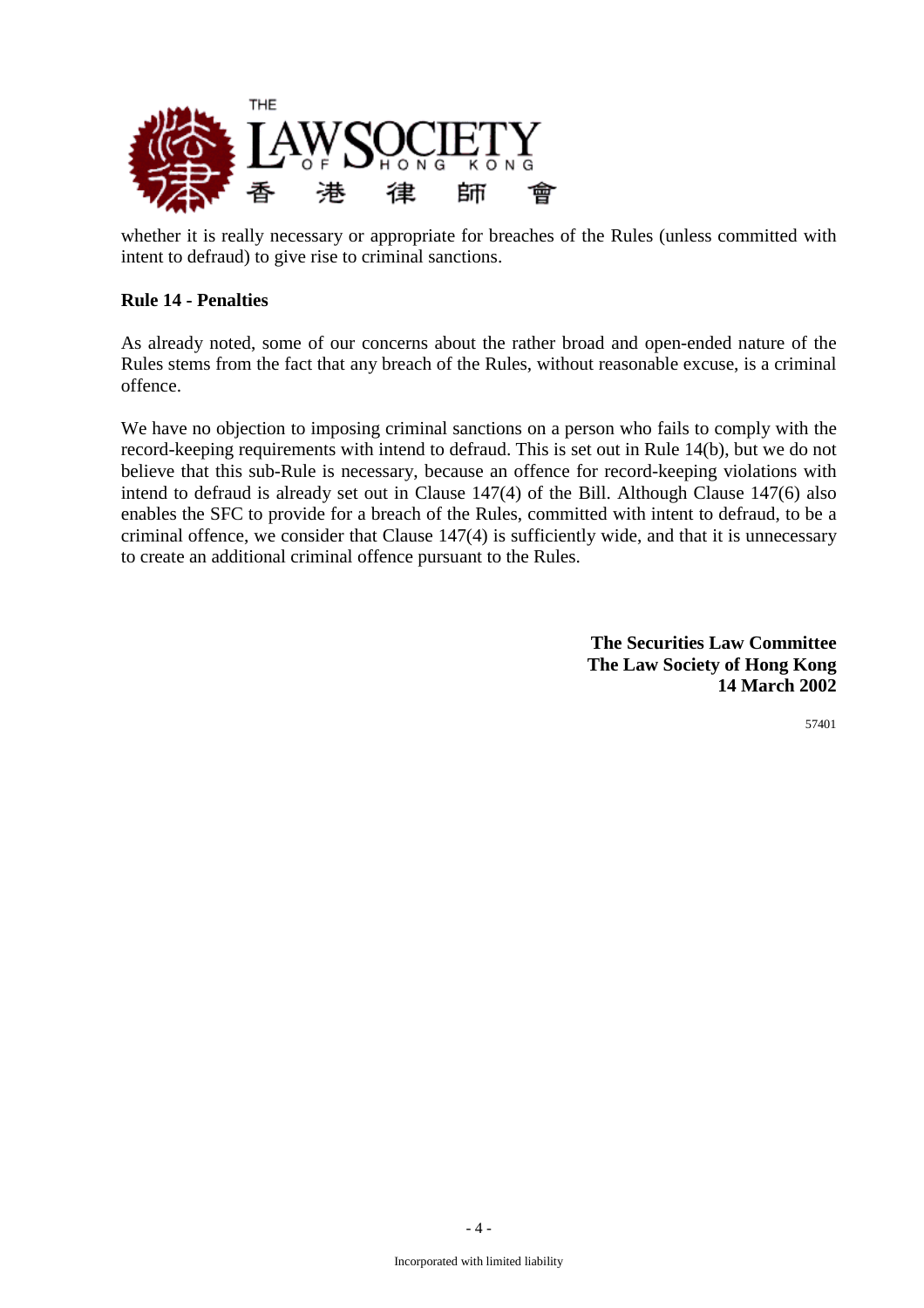whether it is really necessary or appropriate for breaches of the Rules (unless committed with intent to defraud) to give rise to criminal sanctions.

**Rule 14 - Penalties**

As already noted, some of our concerns about the rather broad and open-ended nature of the Rules stems from the fact that any breach of the Rules, without reasonable excuse, is a criminal offence.

We have no objection to imposing criminal sanctions on a person who fails to comply with the record-keeping requirements with intend to defraud. This is set out in Rule 14(b), but we do not believe that this sub-Rule is necessary, because an offence for record-keeping violations with intend to defraud is already set out in Clause 147(4) of the Bill. Although Clause 147(6) also enables the SFC to provide for a breach of the Rules, committed with intent to defraud, to be a criminal offence, we consider that Clause 147(4) is sufficiently wide, and that it is unnecessary to create an additional criminal offence pursuant to the Rules.

**The Securities Law Committee**
**The Law Society of Hong Kong**
**14 March 2002**

57401

Incorporated with limited liability